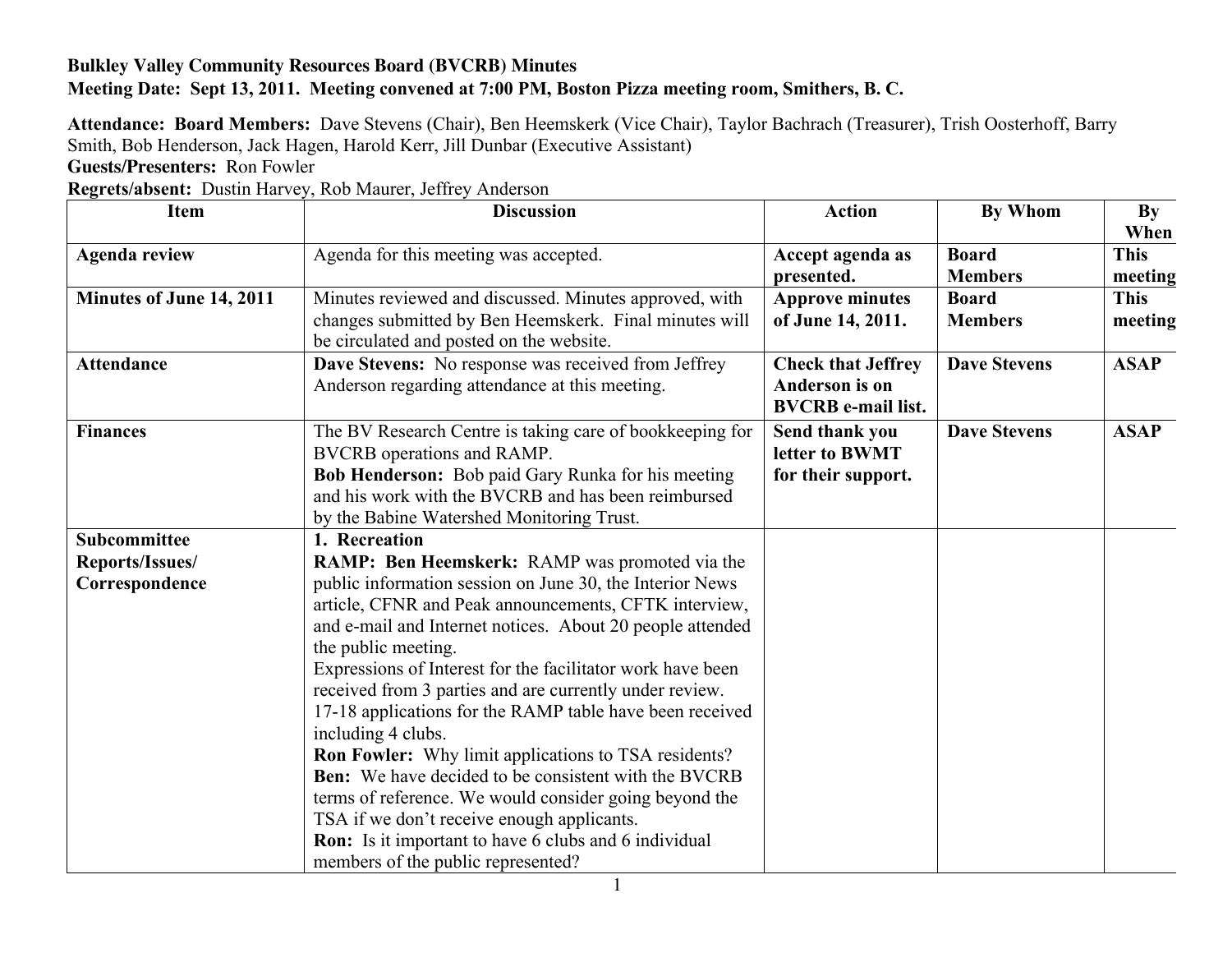**Bulkley Valley Community Resources Board (BVCRB) Minutes**
**Meeting Date: Sept 13, 2011. Meeting convened at 7:00 PM, Boston Pizza meeting room, Smithers, B. C.**

**Attendance: Board Members:** Dave Stevens (Chair), Ben Heemskerk (Vice Chair), Taylor Bachrach (Treasurer), Trish Oosterhoff, Barry Smith, Bob Henderson, Jack Hagen, Harold Kerr, Jill Dunbar (Executive Assistant)
**Guests/Presenters:** Ron Fowler
**Regrets/absent:** Dustin Harvey, Rob Maurer, Jeffrey Anderson

| Item | Discussion | Action | By Whom | By When |
|---|---|---|---|---|
| **Agenda review** | Agenda for this meeting was accepted. | **Accept agenda as presented.** | **Board Members** | **This meeting** |
| **Minutes of June 14, 2011** | Minutes reviewed and discussed. Minutes approved, with changes submitted by Ben Heemskerk. Final minutes will be circulated and posted on the website. | **Approve minutes of June 14, 2011.** | **Board Members** | **This meeting** |
| **Attendance** | **Dave Stevens:** No response was received from Jeffrey Anderson regarding attendance at this meeting. | **Check that Jeffrey Anderson is on BVCRB e-mail list.** | **Dave Stevens** | **ASAP** |
| **Finances** | The BV Research Centre is taking care of bookkeeping for BVCRB operations and RAMP.<br>**Bob Henderson:** Bob paid Gary Runka for his meeting and his work with the BVCRB and has been reimbursed by the Babine Watershed Monitoring Trust. | **Send thank you letter to BWMT for their support.** | **Dave Stevens** | **ASAP** |
| **Subcommittee Reports/Issues/ Correspondence** | **1. Recreation**<br>**RAMP: Ben Heemskerk:** RAMP was promoted via the public information session on June 30, the Interior News article, CFNR and Peak announcements, CFTK interview, and e-mail and Internet notices. About 20 people attended the public meeting.<br>Expressions of Interest for the facilitator work have been received from 3 parties and are currently under review.<br>17-18 applications for the RAMP table have been received including 4 clubs.<br>**Ron Fowler:** Why limit applications to TSA residents?<br>**Ben:** We have decided to be consistent with the BVCRB terms of reference. We would consider going beyond the TSA if we don't receive enough applicants.<br>**Ron:** Is it important to have 6 clubs and 6 individual members of the public represented? | | | |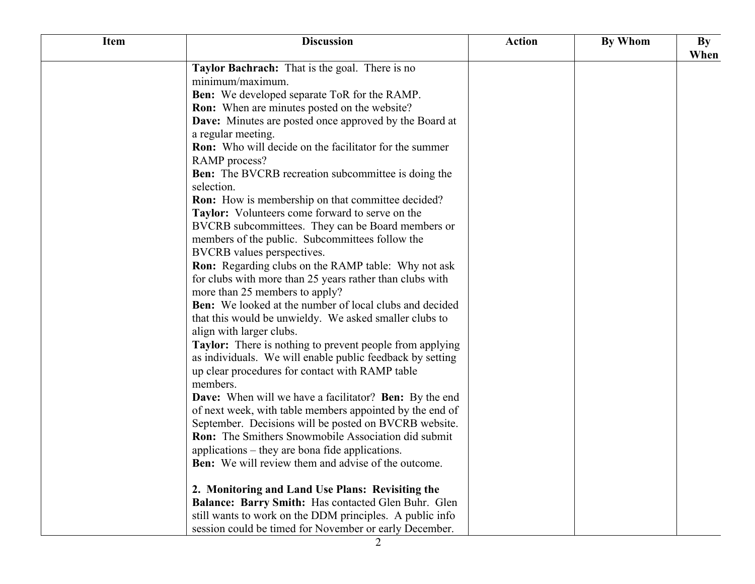| Item | Discussion | Action | By Whom | By When |
|---|---|---|---|---|
| | **Taylor Bachrach:** That is the goal. There is no minimum/maximum.<br>**Ben:** We developed separate ToR for the RAMP.<br>**Ron:** When are minutes posted on the website?<br>**Dave:** Minutes are posted once approved by the Board at a regular meeting.<br>**Ron:** Who will decide on the facilitator for the summer RAMP process?<br>**Ben:** The BVCRB recreation subcommittee is doing the selection.<br>**Ron:** How is membership on that committee decided?<br>**Taylor:** Volunteers come forward to serve on the BVCRB subcommittees. They can be Board members or members of the public. Subcommittees follow the BVCRB values perspectives.<br>**Ron:** Regarding clubs on the RAMP table: Why not ask for clubs with more than 25 years rather than clubs with more than 25 members to apply?<br>**Ben:** We looked at the number of local clubs and decided that this would be unwieldy. We asked smaller clubs to align with larger clubs.<br>**Taylor:** There is nothing to prevent people from applying as individuals. We will enable public feedback by setting up clear procedures for contact with RAMP table members.<br>**Dave:** When will we have a facilitator? **Ben:** By the end of next week, with table members appointed by the end of September. Decisions will be posted on BVCRB website.<br>**Ron:** The Smithers Snowmobile Association did submit applications – they are bona fide applications.<br>**Ben:** We will review them and advise of the outcome.<br><br>**2. Monitoring and Land Use Plans: Revisiting the Balance: Barry Smith:** Has contacted Glen Buhr. Glen still wants to work on the DDM principles. A public info session could be timed for November or early December. | | | |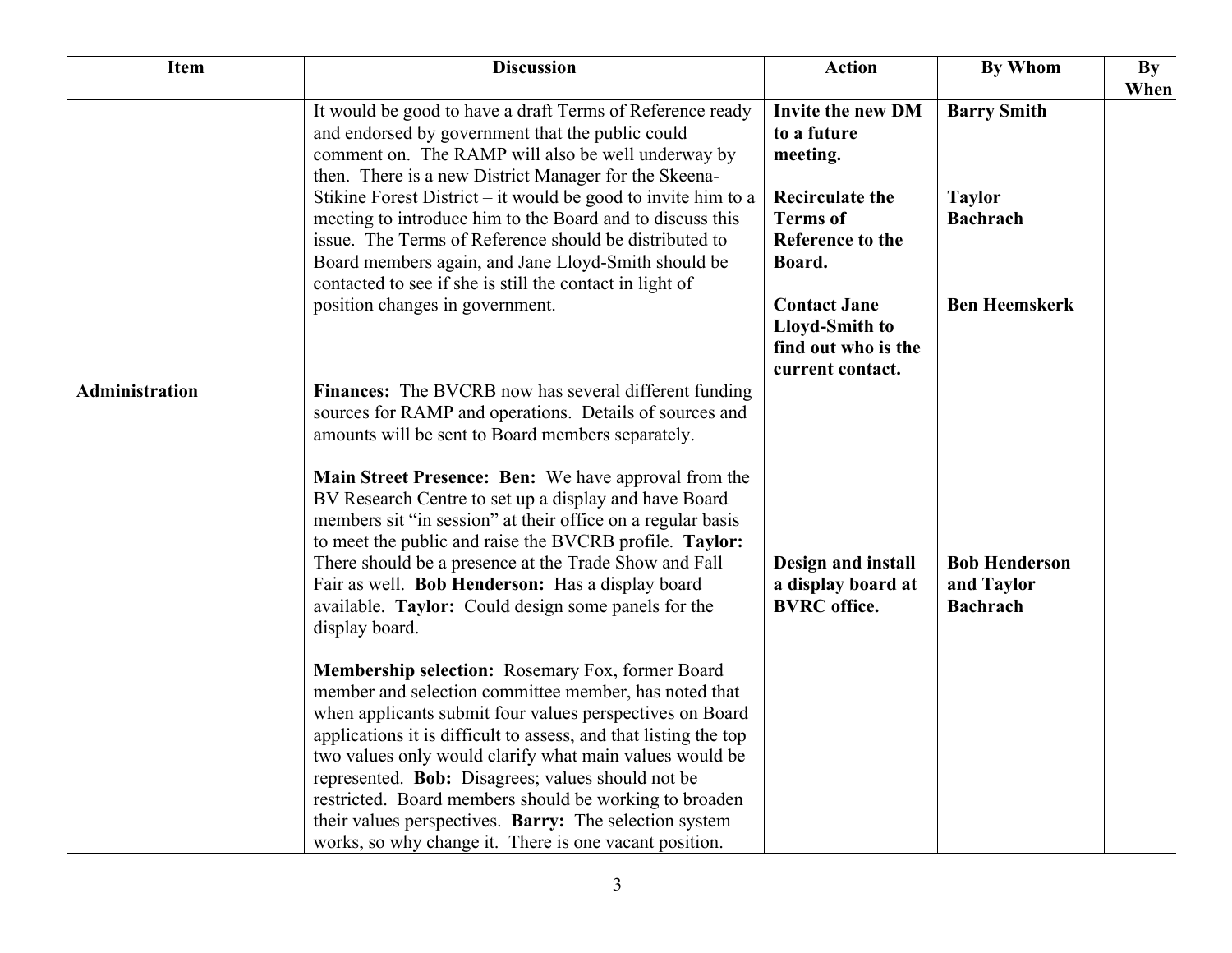| Item | Discussion | Action | By Whom | By When |
|---|---|---|---|---|
| | It would be good to have a draft Terms of Reference ready and endorsed by government that the public could comment on. The RAMP will also be well underway by then. There is a new District Manager for the Skeena-Stikine Forest District – it would be good to invite him to a meeting to introduce him to the Board and to discuss this issue. The Terms of Reference should be distributed to Board members again, and Jane Lloyd-Smith should be contacted to see if she is still the contact in light of position changes in government. | **Invite the new DM to a future meeting.**<br><br>**Recirculate the Terms of Reference to the Board.**<br><br>**Contact Jane Lloyd-Smith to find out who is the current contact.** | **Barry Smith**<br><br>**Taylor Bachrach**<br><br>**Ben Heemskerk** | |
| **Administration** | **Finances:** The BVCRB now has several different funding sources for RAMP and operations. Details of sources and amounts will be sent to Board members separately.<br><br>**Main Street Presence: Ben:** We have approval from the BV Research Centre to set up a display and have Board members sit "in session" at their office on a regular basis to meet the public and raise the BVCRB profile. **Taylor:** There should be a presence at the Trade Show and Fall Fair as well. **Bob Henderson:** Has a display board available. **Taylor:** Could design some panels for the display board.<br><br>**Membership selection:** Rosemary Fox, former Board member and selection committee member, has noted that when applicants submit four values perspectives on Board applications it is difficult to assess, and that listing the top two values only would clarify what main values would be represented. **Bob:** Disagrees; values should not be restricted. Board members should be working to broaden their values perspectives. **Barry:** The selection system works, so why change it. There is one vacant position. | **Design and install a display board at BVRC office.** | **Bob Henderson and Taylor Bachrach** | |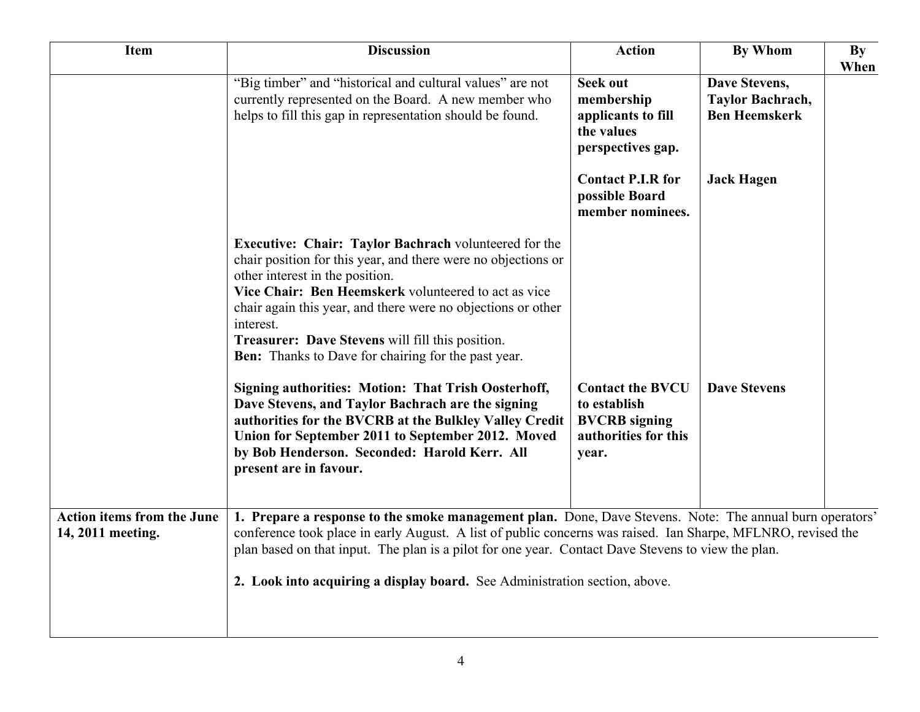| Item | Discussion | Action | By Whom | By When |
|---|---|---|---|---|
| | "Big timber" and "historical and cultural values" are not currently represented on the Board. A new member who helps to fill this gap in representation should be found. | **Seek out membership applicants to fill the values perspectives gap.** | **Dave Stevens, Taylor Bachrach, Ben Heemskerk** | |
| | | **Contact P.I.R for possible Board member nominees.** | **Jack Hagen** | |
| | **Executive: Chair: Taylor Bachrach** volunteered for the chair position for this year, and there were no objections or other interest in the position.<br>**Vice Chair: Ben Heemskerk** volunteered to act as vice chair again this year, and there were no objections or other interest.<br>**Treasurer: Dave Stevens** will fill this position.<br>**Ben:** Thanks to Dave for chairing for the past year. | | | |
| | **Signing authorities: Motion: That Trish Oosterhoff, Dave Stevens, and Taylor Bachrach are the signing authorities for the BVCRB at the Bulkley Valley Credit Union for September 2011 to September 2012. Moved by Bob Henderson. Seconded: Harold Kerr. All present are in favour.** | **Contact the BVCU to establish BVCRB signing authorities for this year.** | **Dave Stevens** | |
| **Action items from the June 14, 2011 meeting.** | **1. Prepare a response to the smoke management plan.** Done, Dave Stevens. Note: The annual burn operators' conference took place in early August. A list of public concerns was raised. Ian Sharpe, MFLNRO, revised the plan based on that input. The plan is a pilot for one year. Contact Dave Stevens to view the plan.<br><br>**2. Look into acquiring a display board.** See Administration section, above. | | | |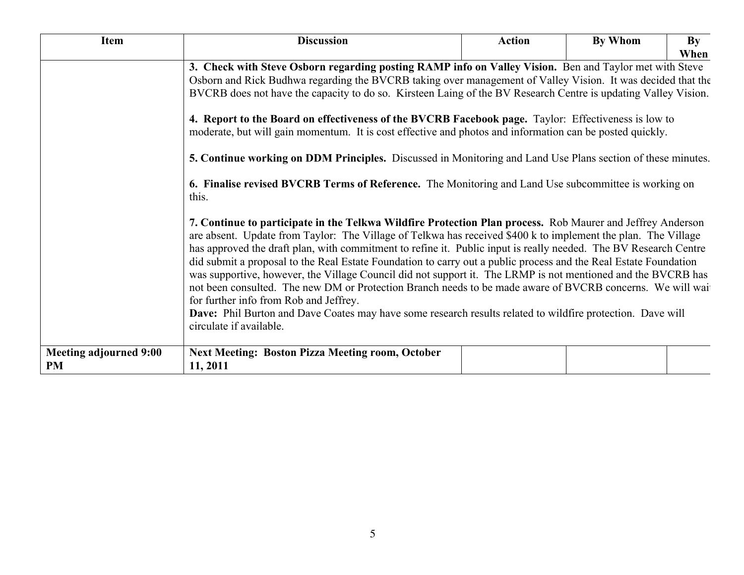| Item | Discussion | Action | By Whom | By When |
|---|---|---|---|---|
| | **3. Check with Steve Osborn regarding posting RAMP info on Valley Vision.** Ben and Taylor met with Steve Osborn and Rick Budhwa regarding the BVCRB taking over management of Valley Vision. It was decided that the BVCRB does not have the capacity to do so. Kirsteen Laing of the BV Research Centre is updating Valley Vision.<br><br>**4. Report to the Board on effectiveness of the BVCRB Facebook page.** Taylor: Effectiveness is low to moderate, but will gain momentum. It is cost effective and photos and information can be posted quickly.<br><br>**5. Continue working on DDM Principles.** Discussed in Monitoring and Land Use Plans section of these minutes.<br><br>**6. Finalise revised BVCRB Terms of Reference.** The Monitoring and Land Use subcommittee is working on this.<br><br>**7. Continue to participate in the Telkwa Wildfire Protection Plan process.** Rob Maurer and Jeffrey Anderson are absent. Update from Taylor: The Village of Telkwa has received $400 k to implement the plan. The Village has approved the draft plan, with commitment to refine it. Public input is really needed. The BV Research Centre did submit a proposal to the Real Estate Foundation to carry out a public process and the Real Estate Foundation was supportive, however, the Village Council did not support it. The LRMP is not mentioned and the BVCRB has not been consulted. The new DM or Protection Branch needs to be made aware of BVCRB concerns. We will wait for further info from Rob and Jeffrey.<br>**Dave:** Phil Burton and Dave Coates may have some research results related to wildfire protection. Dave will circulate if available. | | | |
| **Meeting adjourned 9:00 PM** | **Next Meeting: Boston Pizza Meeting room, October 11, 2011** | | | |